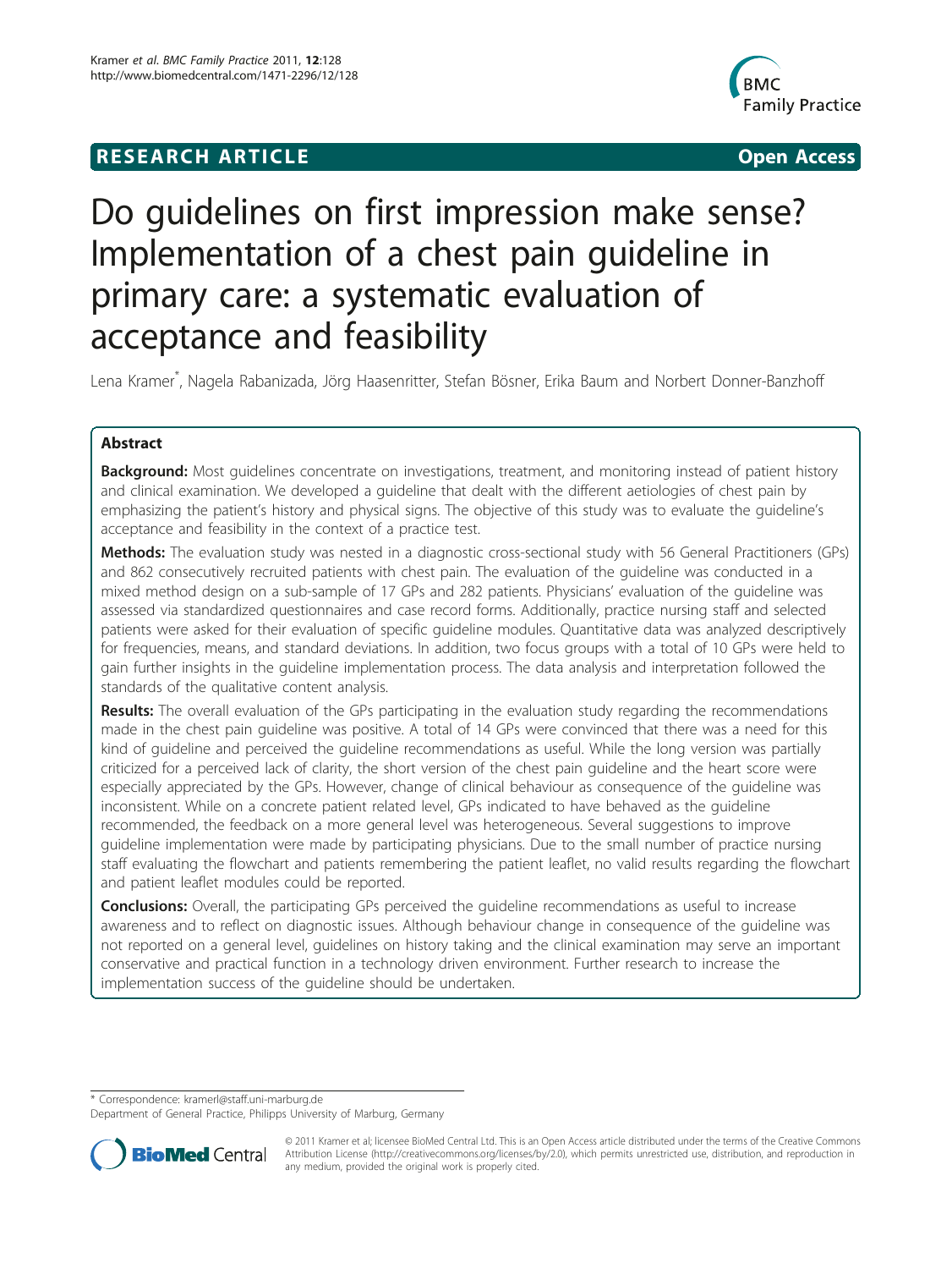RESEARCH ARTICLE Open Access

# Do guidelines on first impression make sense? Implementation of a chest pain guideline in primary care: a systematic evaluation of acceptance and feasibility

Lena Kramer*, Nagela Rabanizada, Jörg Haasenritter, Stefan Bösner, Erika Baum and Norbert Donner-Banzhoff

## Abstract

**Background:** Most guidelines concentrate on investigations, treatment, and monitoring instead of patient history and clinical examination. We developed a guideline that dealt with the different aetiologies of chest pain by emphasizing the patient's history and physical signs. The objective of this study was to evaluate the guideline's acceptance and feasibility in the context of a practice test.

**Methods:** The evaluation study was nested in a diagnostic cross-sectional study with 56 General Practitioners (GPs) and 862 consecutively recruited patients with chest pain. The evaluation of the guideline was conducted in a mixed method design on a sub-sample of 17 GPs and 282 patients. Physicians' evaluation of the guideline was assessed via standardized questionnaires and case record forms. Additionally, practice nursing staff and selected patients were asked for their evaluation of specific guideline modules. Quantitative data was analyzed descriptively for frequencies, means, and standard deviations. In addition, two focus groups with a total of 10 GPs were held to gain further insights in the guideline implementation process. The data analysis and interpretation followed the standards of the qualitative content analysis.

**Results:** The overall evaluation of the GPs participating in the evaluation study regarding the recommendations made in the chest pain guideline was positive. A total of 14 GPs were convinced that there was a need for this kind of guideline and perceived the guideline recommendations as useful. While the long version was partially criticized for a perceived lack of clarity, the short version of the chest pain guideline and the heart score were especially appreciated by the GPs. However, change of clinical behaviour as consequence of the guideline was inconsistent. While on a concrete patient related level, GPs indicated to have behaved as the guideline recommended, the feedback on a more general level was heterogeneous. Several suggestions to improve guideline implementation were made by participating physicians. Due to the small number of practice nursing staff evaluating the flowchart and patients remembering the patient leaflet, no valid results regarding the flowchart and patient leaflet modules could be reported.

**Conclusions:** Overall, the participating GPs perceived the guideline recommendations as useful to increase awareness and to reflect on diagnostic issues. Although behaviour change in consequence of the guideline was not reported on a general level, guidelines on history taking and the clinical examination may serve an important conservative and practical function in a technology driven environment. Further research to increase the implementation success of the guideline should be undertaken.

\* Correspondence: kramerl@staff.uni-marburg.de
Department of General Practice, Philipps University of Marburg, Germany

© 2011 Kramer et al; licensee BioMed Central Ltd. This is an Open Access article distributed under the terms of the Creative Commons Attribution License (http://creativecommons.org/licenses/by/2.0), which permits unrestricted use, distribution, and reproduction in any medium, provided the original work is properly cited.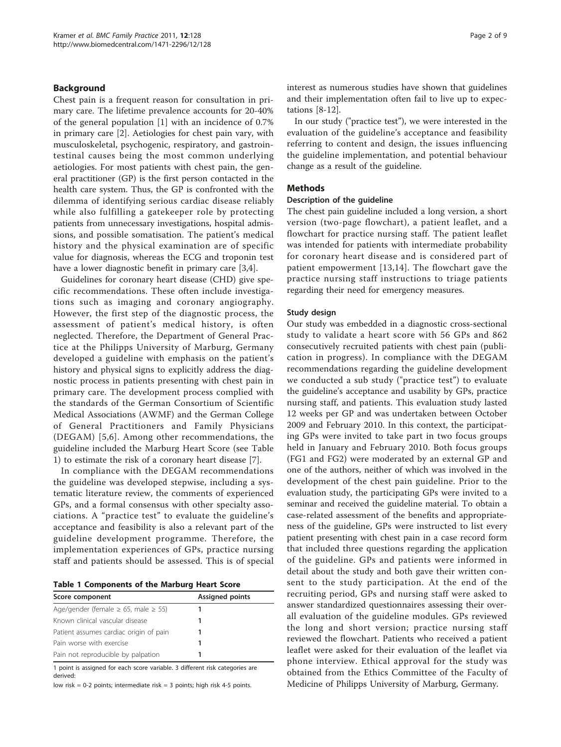## Background

Chest pain is a frequent reason for consultation in primary care. The lifetime prevalence accounts for 20-40% of the general population [1] with an incidence of 0.7% in primary care [2]. Aetiologies for chest pain vary, with musculoskeletal, psychogenic, respiratory, and gastrointestinal causes being the most common underlying aetiologies. For most patients with chest pain, the general practitioner (GP) is the first person contacted in the health care system. Thus, the GP is confronted with the dilemma of identifying serious cardiac disease reliably while also fulfilling a gatekeeper role by protecting patients from unnecessary investigations, hospital admissions, and possible somatisation. The patient's medical history and the physical examination are of specific value for diagnosis, whereas the ECG and troponin test have a lower diagnostic benefit in primary care [3,4].

Guidelines for coronary heart disease (CHD) give specific recommendations. These often include investigations such as imaging and coronary angiography. However, the first step of the diagnostic process, the assessment of patient's medical history, is often neglected. Therefore, the Department of General Practice at the Philipps University of Marburg, Germany developed a guideline with emphasis on the patient's history and physical signs to explicitly address the diagnostic process in patients presenting with chest pain in primary care. The development process complied with the standards of the German Consortium of Scientific Medical Associations (AWMF) and the German College of General Practitioners and Family Physicians (DEGAM) [5,6]. Among other recommendations, the guideline included the Marburg Heart Score (see Table 1) to estimate the risk of a coronary heart disease [7].

In compliance with the DEGAM recommendations the guideline was developed stepwise, including a systematic literature review, the comments of experienced GPs, and a formal consensus with other specialty associations. A "practice test" to evaluate the guideline's acceptance and feasibility is also a relevant part of the guideline development programme. Therefore, the implementation experiences of GPs, practice nursing staff and patients should be assessed. This is of special interest as numerous studies have shown that guidelines and their implementation often fail to live up to expectations [8-12].

In our study ("practice test"), we were interested in the evaluation of the guideline's acceptance and feasibility referring to content and design, the issues influencing the guideline implementation, and potential behaviour change as a result of the guideline.

**Table 1 Components of the Marburg Heart Score**

| Score component | Assigned points |
|---|---|
| Age/gender (female ≥ 65, male ≥ 55) | 1 |
| Known clinical vascular disease | 1 |
| Patient assumes cardiac origin of pain | 1 |
| Pain worse with exercise | 1 |
| Pain not reproducible by palpation | 1 |

1 point is assigned for each score variable. 3 different risk categories are derived:

low risk = 0-2 points; intermediate risk = 3 points; high risk 4-5 points.

## Methods

### Description of the guideline

The chest pain guideline included a long version, a short version (two-page flowchart), a patient leaflet, and a flowchart for practice nursing staff. The patient leaflet was intended for patients with intermediate probability for coronary heart disease and is considered part of patient empowerment [13,14]. The flowchart gave the practice nursing staff instructions to triage patients regarding their need for emergency measures.

### Study design

Our study was embedded in a diagnostic cross-sectional study to validate a heart score with 56 GPs and 862 consecutively recruited patients with chest pain (publication in progress). In compliance with the DEGAM recommendations regarding the guideline development we conducted a sub study ("practice test") to evaluate the guideline's acceptance and usability by GPs, practice nursing staff, and patients. This evaluation study lasted 12 weeks per GP and was undertaken between October 2009 and February 2010. In this context, the participating GPs were invited to take part in two focus groups held in January and February 2010. Both focus groups (FG1 and FG2) were moderated by an external GP and one of the authors, neither of which was involved in the development of the chest pain guideline. Prior to the evaluation study, the participating GPs were invited to a seminar and received the guideline material. To obtain a case-related assessment of the benefits and appropriateness of the guideline, GPs were instructed to list every patient presenting with chest pain in a case record form that included three questions regarding the application of the guideline. GPs and patients were informed in detail about the study and both gave their written consent to the study participation. At the end of the recruiting period, GPs and nursing staff were asked to answer standardized questionnaires assessing their overall evaluation of the guideline modules. GPs reviewed the long and short version; practice nursing staff reviewed the flowchart. Patients who received a patient leaflet were asked for their evaluation of the leaflet via phone interview. Ethical approval for the study was obtained from the Ethics Committee of the Faculty of Medicine of Philipps University of Marburg, Germany.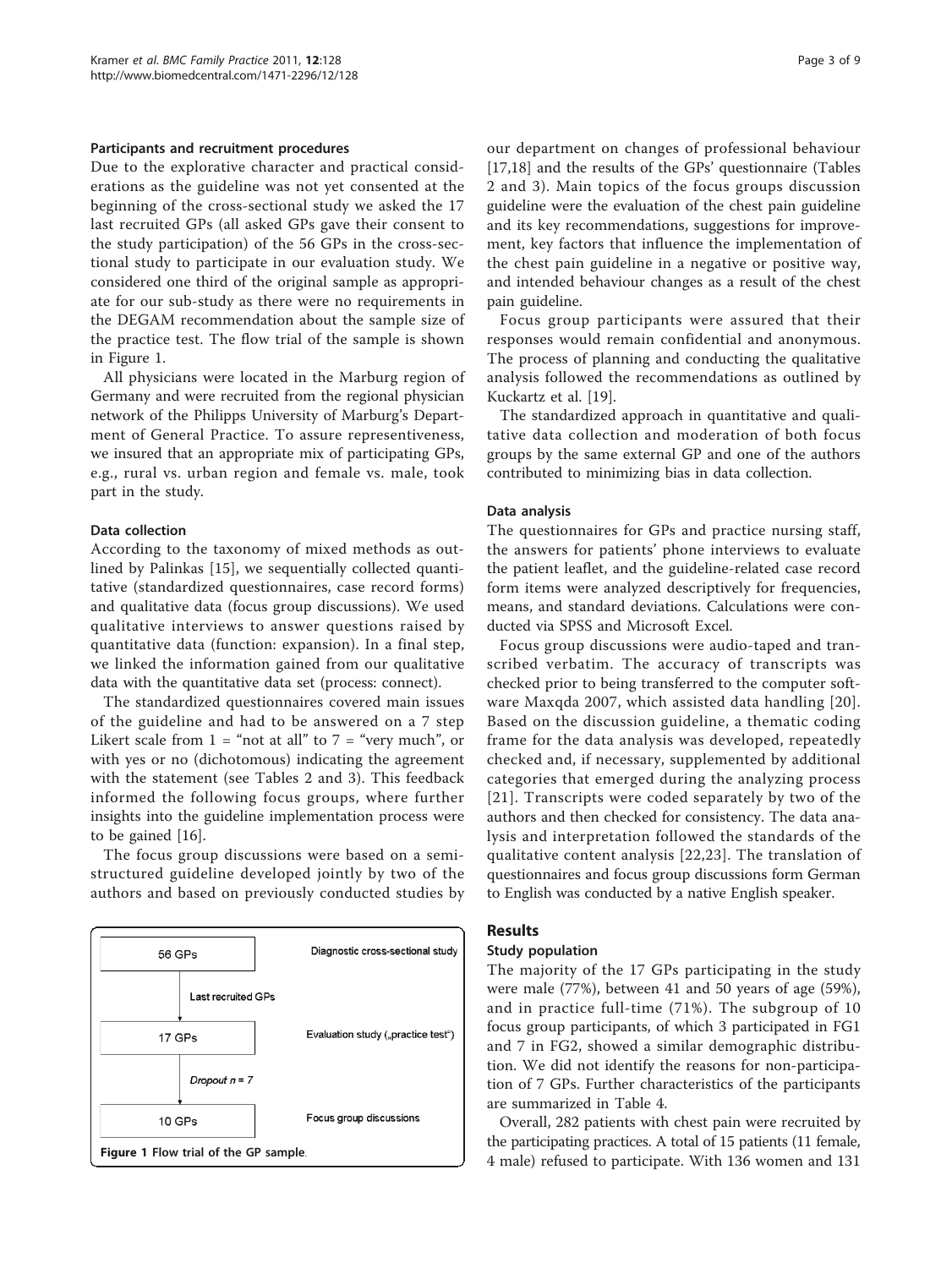### Participants and recruitment procedures

Due to the explorative character and practical considerations as the guideline was not yet consented at the beginning of the cross-sectional study we asked the 17 last recruited GPs (all asked GPs gave their consent to the study participation) of the 56 GPs in the cross-sectional study to participate in our evaluation study. We considered one third of the original sample as appropriate for our sub-study as there were no requirements in the DEGAM recommendation about the sample size of the practice test. The flow trial of the sample is shown in Figure 1.

All physicians were located in the Marburg region of Germany and were recruited from the regional physician network of the Philipps University of Marburg's Department of General Practice. To assure representiveness, we insured that an appropriate mix of participating GPs, e.g., rural vs. urban region and female vs. male, took part in the study.

### Data collection

According to the taxonomy of mixed methods as outlined by Palinkas [15], we sequentially collected quantitative (standardized questionnaires, case record forms) and qualitative data (focus group discussions). We used qualitative interviews to answer questions raised by quantitative data (function: expansion). In a final step, we linked the information gained from our qualitative data with the quantitative data set (process: connect).

The standardized questionnaires covered main issues of the guideline and had to be answered on a 7 step Likert scale from 1 = "not at all" to 7 = "very much", or with yes or no (dichotomous) indicating the agreement with the statement (see Tables 2 and 3). This feedback informed the following focus groups, where further insights into the guideline implementation process were to be gained [16].

The focus group discussions were based on a semi-structured guideline developed jointly by two of the authors and based on previously conducted studies by our department on changes of professional behaviour [17,18] and the results of the GPs' questionnaire (Tables 2 and 3). Main topics of the focus groups discussion guideline were the evaluation of the chest pain guideline and its key recommendations, suggestions for improvement, key factors that influence the implementation of the chest pain guideline in a negative or positive way, and intended behaviour changes as a result of the chest pain guideline.

Focus group participants were assured that their responses would remain confidential and anonymous. The process of planning and conducting the qualitative analysis followed the recommendations as outlined by Kuckartz et al. [19].

The standardized approach in quantitative and qualitative data collection and moderation of both focus groups by the same external GP and one of the authors contributed to minimizing bias in data collection.

| 56 GPs | Diagnostic cross-sectional study |
|---|---|
| ↓ Last recruited GPs | |
| 17 GPs | Evaluation study („practice test") |
| ↓ *Dropout n = 7* | |
| 10 GPs | Focus group discussions |

**Figure 1 Flow trial of the GP sample.**

### Data analysis

The questionnaires for GPs and practice nursing staff, the answers for patients' phone interviews to evaluate the patient leaflet, and the guideline-related case record form items were analyzed descriptively for frequencies, means, and standard deviations. Calculations were conducted via SPSS and Microsoft Excel.

Focus group discussions were audio-taped and transcribed verbatim. The accuracy of transcripts was checked prior to being transferred to the computer software Maxqda 2007, which assisted data handling [20]. Based on the discussion guideline, a thematic coding frame for the data analysis was developed, repeatedly checked and, if necessary, supplemented by additional categories that emerged during the analyzing process [21]. Transcripts were coded separately by two of the authors and then checked for consistency. The data analysis and interpretation followed the standards of the qualitative content analysis [22,23]. The translation of questionnaires and focus group discussions form German to English was conducted by a native English speaker.

## Results

### Study population

The majority of the 17 GPs participating in the study were male (77%), between 41 and 50 years of age (59%), and in practice full-time (71%). The subgroup of 10 focus group participants, of which 3 participated in FG1 and 7 in FG2, showed a similar demographic distribution. We did not identify the reasons for non-participation of 7 GPs. Further characteristics of the participants are summarized in Table 4.

Overall, 282 patients with chest pain were recruited by the participating practices. A total of 15 patients (11 female, 4 male) refused to participate. With 136 women and 131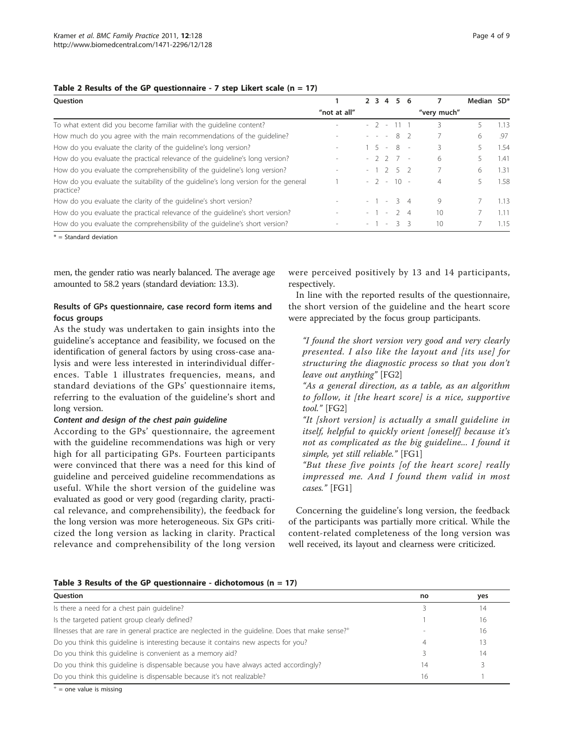**Table 2 Results of the GP questionnaire - 7 step Likert scale (n = 17)**

| Question | 1 "not at all" | 2 | 3 | 4 | 5 | 6 | 7 "very much" | Median | SD* |
|---|---|---|---|---|---|---|---|---|---|
| To what extent did you become familiar with the guideline content? | - | - | 2 | - | 11 | 1 | 3 | 5 | 1.13 |
| How much do you agree with the main recommendations of the guideline? | - | - | - | - | 8 | 2 | 7 | 6 | .97 |
| How do you evaluate the clarity of the guideline's long version? | - | 1 | 5 | - | 8 | - | 3 | 5 | 1.54 |
| How do you evaluate the practical relevance of the guideline's long version? | - | - | 2 | 2 | 7 | - | 6 | 5 | 1.41 |
| How do you evaluate the comprehensibility of the guideline's long version? | - | - | 1 | 2 | 5 | 2 | 7 | 6 | 1.31 |
| How do you evaluate the suitability of the guideline's long version for the general practice? | 1 | - | 2 | - | 10 | - | 4 | 5 | 1.58 |
| How do you evaluate the clarity of the guideline's short version? | - | - | 1 | - | 3 | 4 | 9 | 7 | 1.13 |
| How do you evaluate the practical relevance of the guideline's short version? | - | - | 1 | - | 2 | 4 | 10 | 7 | 1.11 |
| How do you evaluate the comprehensibility of the guideline's short version? | - | - | 1 | - | 3 | 3 | 10 | 7 | 1.15 |

* = Standard deviation

men, the gender ratio was nearly balanced. The average age amounted to 58.2 years (standard deviation: 13.3).

### Results of GPs questionnaire, case record form items and focus groups

As the study was undertaken to gain insights into the guideline's acceptance and feasibility, we focused on the identification of general factors by using cross-case analysis and were less interested in interindividual differences. Table 1 illustrates frequencies, means, and standard deviations of the GPs' questionnaire items, referring to the evaluation of the guideline's short and long version.

#### *Content and design of the chest pain guideline*

According to the GPs' questionnaire, the agreement with the guideline recommendations was high or very high for all participating GPs. Fourteen participants were convinced that there was a need for this kind of guideline and perceived guideline recommendations as useful. While the short version of the guideline was evaluated as good or very good (regarding clarity, practical relevance, and comprehensibility), the feedback for the long version was more heterogeneous. Six GPs criticized the long version as lacking in clarity. Practical relevance and comprehensibility of the long version were perceived positively by 13 and 14 participants, respectively.

In line with the reported results of the questionnaire, the short version of the guideline and the heart score were appreciated by the focus group participants.

> *"I found the short version very good and very clearly presented. I also like the layout and [its use] for structuring the diagnostic process so that you don't leave out anything"* [FG2]
>
> *"As a general direction, as a table, as an algorithm to follow, it [the heart score] is a nice, supportive tool."* [FG2]
>
> *"It [short version] is actually a small guideline in itself, helpful to quickly orient [oneself] because it's not as complicated as the big guideline... I found it simple, yet still reliable."* [FG1]
>
> *"But these five points [of the heart score] really impressed me. And I found them valid in most cases."* [FG1]

Concerning the guideline's long version, the feedback of the participants was partially more critical. While the content-related completeness of the long version was well received, its layout and clearness were criticized.

**Table 3 Results of the GP questionnaire - dichotomous (n = 17)**

| Question | no | yes |
|---|---|---|
| Is there a need for a chest pain guideline? | 3 | 14 |
| Is the targeted patient group clearly defined? | 1 | 16 |
| Illnesses that are rare in general practice are neglected in the guideline. Does that make sense?+ | - | 16 |
| Do you think this guideline is interesting because it contains new aspects for you? | 4 | 13 |
| Do you think this guideline is convenient as a memory aid? | 3 | 14 |
| Do you think this guideline is dispensable because you have always acted accordingly? | 14 | 3 |
| Do you think this guideline is dispensable because it's not realizable? | 16 | 1 |

+ = one value is missing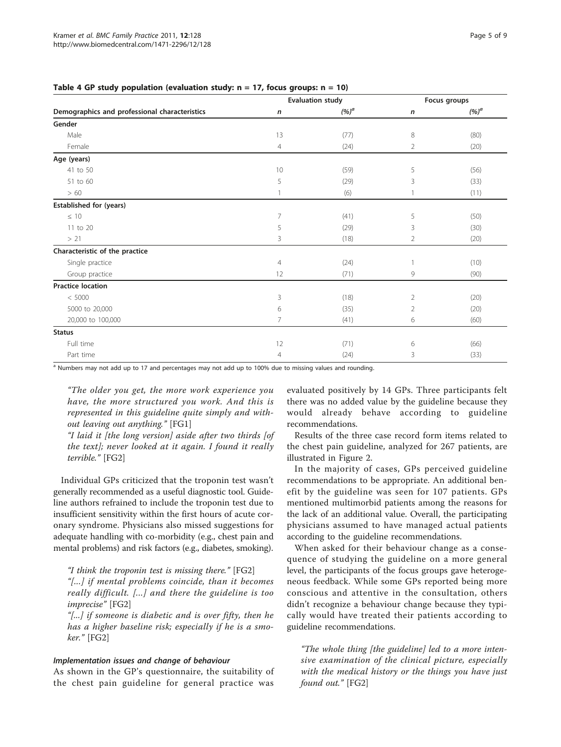**Table 4 GP study population (evaluation study: n = 17, focus groups: n = 10)**

| Demographics and professional characteristics | Evaluation study | | Focus groups | |
|---|---|---|---|---|
| | *n* | *(%)*[a] | *n* | *(%)*[a] |
| **Gender** | | | | |
| Male | 13 | (77) | 8 | (80) |
| Female | 4 | (24) | 2 | (20) |
| **Age (years)** | | | | |
| 41 to 50 | 10 | (59) | 5 | (56) |
| 51 to 60 | 5 | (29) | 3 | (33) |
| > 60 | 1 | (6) | 1 | (11) |
| **Established for (years)** | | | | |
| ≤ 10 | 7 | (41) | 5 | (50) |
| 11 to 20 | 5 | (29) | 3 | (30) |
| > 21 | 3 | (18) | 2 | (20) |
| **Characteristic of the practice** | | | | |
| Single practice | 4 | (24) | 1 | (10) |
| Group practice | 12 | (71) | 9 | (90) |
| **Practice location** | | | | |
| < 5000 | 3 | (18) | 2 | (20) |
| 5000 to 20,000 | 6 | (35) | 2 | (20) |
| 20,000 to 100,000 | 7 | (41) | 6 | (60) |
| **Status** | | | | |
| Full time | 12 | (71) | 6 | (66) |
| Part time | 4 | (24) | 3 | (33) |

[a] Numbers may not add up to 17 and percentages may not add up to 100% due to missing values and rounding.

> *"The older you get, the more work experience you have, the more structured you work. And this is represented in this guideline quite simply and without leaving out anything."* [FG1]
>
> *"I laid it [the long version] aside after two thirds [of the text]; never looked at it again. I found it really terrible."* [FG2]

Individual GPs criticized that the troponin test wasn't generally recommended as a useful diagnostic tool. Guideline authors refrained to include the troponin test due to insufficient sensitivity within the first hours of acute coronary syndrome. Physicians also missed suggestions for adequate handling with co-morbidity (e.g., chest pain and mental problems) and risk factors (e.g., diabetes, smoking).

> *"I think the troponin test is missing there."* [FG2]
>
> *"[...] if mental problems coincide, than it becomes really difficult. [...] and there the guideline is too imprecise"* [FG2]
>
> *"[...] if someone is diabetic and is over fifty, then he has a higher baseline risk; especially if he is a smoker."* [FG2]

#### Implementation issues and change of behaviour

As shown in the GP's questionnaire, the suitability of the chest pain guideline for general practice was evaluated positively by 14 GPs. Three participants felt there was no added value by the guideline because they would already behave according to guideline recommendations.

Results of the three case record form items related to the chest pain guideline, analyzed for 267 patients, are illustrated in Figure 2.

In the majority of cases, GPs perceived guideline recommendations to be appropriate. An additional benefit by the guideline was seen for 107 patients. GPs mentioned multimorbid patients among the reasons for the lack of an additional value. Overall, the participating physicians assumed to have managed actual patients according to the guideline recommendations.

When asked for their behaviour change as a consequence of studying the guideline on a more general level, the participants of the focus groups gave heterogeneous feedback. While some GPs reported being more conscious and attentive in the consultation, others didn't recognize a behaviour change because they typically would have treated their patients according to guideline recommendations.

> *"The whole thing [the guideline] led to a more intensive examination of the clinical picture, especially with the medical history or the things you have just found out."* [FG2]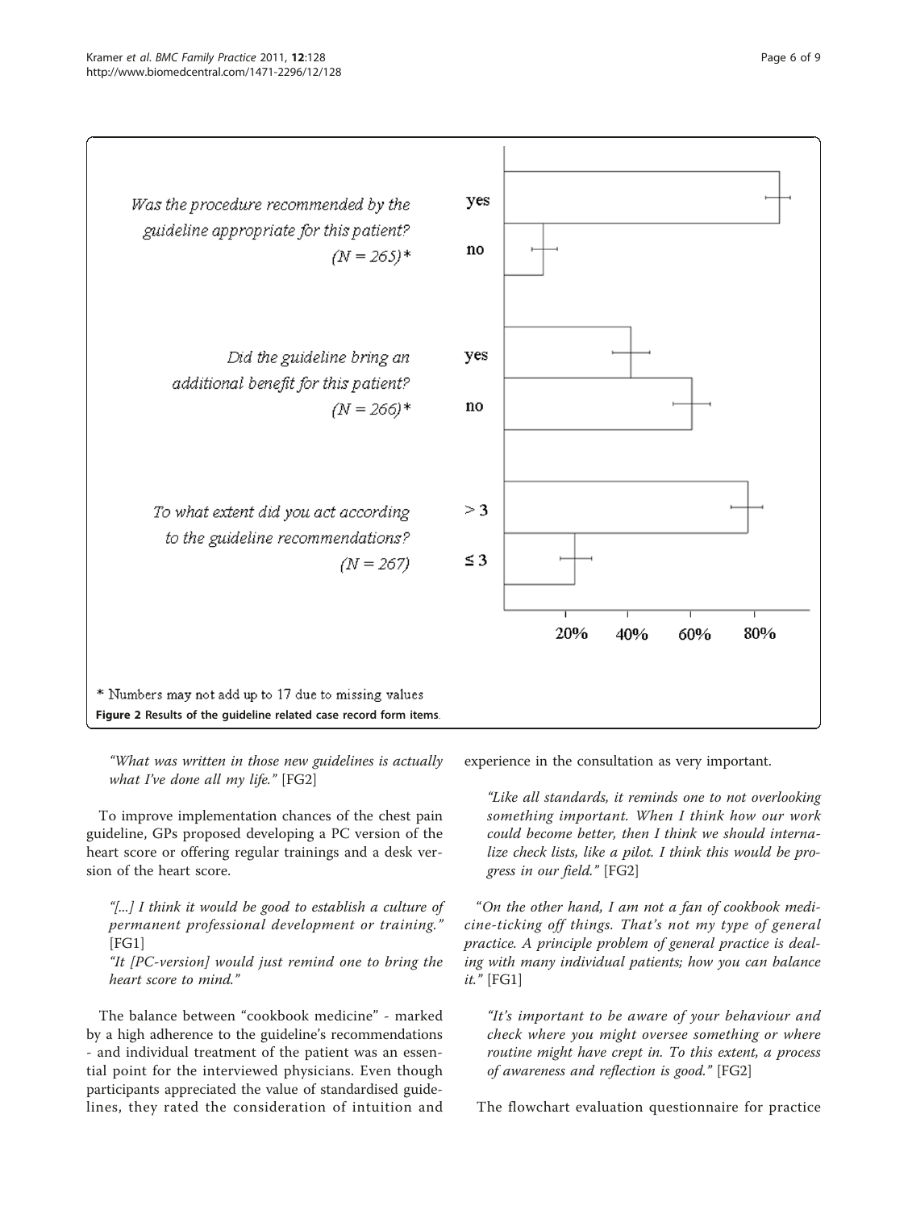Was the procedure recommended by the guideline appropriate for this patient? (N = 265)*

Did the guideline bring an additional benefit for this patient? (N = 266)*

To what extent did you act according to the guideline recommendations? (N = 267)

* Numbers may not add up to 17 due to missing values

**Figure 2 Results of the guideline related case record form items.**

> "What was written in those new guidelines is actually what I've done all my life." [FG2]

To improve implementation chances of the chest pain guideline, GPs proposed developing a PC version of the heart score or offering regular trainings and a desk version of the heart score.

> "[...] I think it would be good to establish a culture of permanent professional development or training." [FG1]
>
> "It [PC-version] would just remind one to bring the heart score to mind."

The balance between "cookbook medicine" - marked by a high adherence to the guideline's recommendations - and individual treatment of the patient was an essential point for the interviewed physicians. Even though participants appreciated the value of standardised guidelines, they rated the consideration of intuition and experience in the consultation as very important.

> "Like all standards, it reminds one to not overlooking something important. When I think how our work could become better, then I think we should internalize check lists, like a pilot. I think this would be progress in our field." [FG2]

"On the other hand, I am not a fan of cookbook medicine-ticking off things. That's not my type of general practice. A principle problem of general practice is dealing with many individual patients; how you can balance it." [FG1]

> "It's important to be aware of your behaviour and check where you might oversee something or where routine might have crept in. To this extent, a process of awareness and reflection is good." [FG2]

The flowchart evaluation questionnaire for practice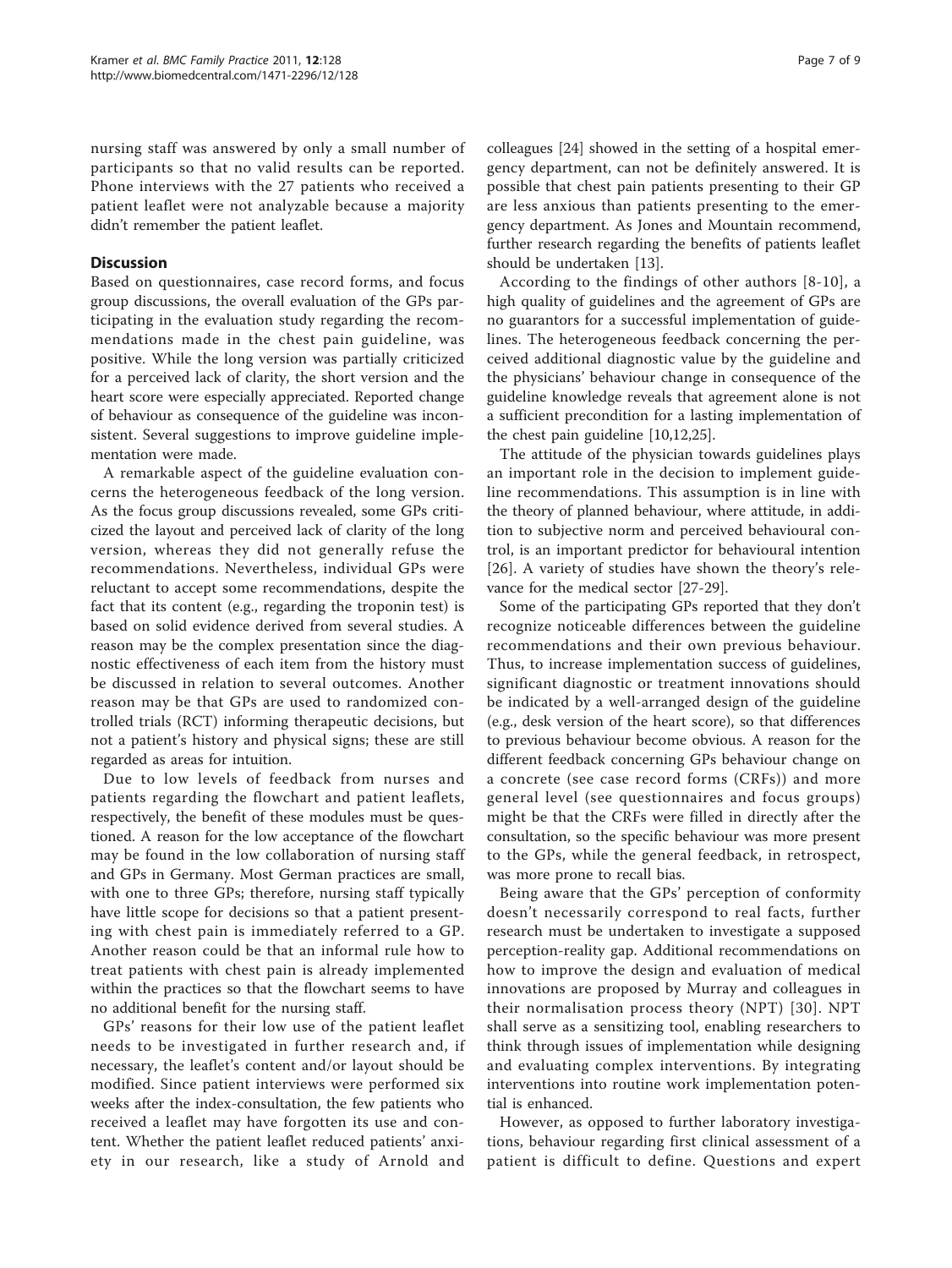nursing staff was answered by only a small number of participants so that no valid results can be reported. Phone interviews with the 27 patients who received a patient leaflet were not analyzable because a majority didn't remember the patient leaflet.

## Discussion

Based on questionnaires, case record forms, and focus group discussions, the overall evaluation of the GPs participating in the evaluation study regarding the recommendations made in the chest pain guideline, was positive. While the long version was partially criticized for a perceived lack of clarity, the short version and the heart score were especially appreciated. Reported change of behaviour as consequence of the guideline was inconsistent. Several suggestions to improve guideline implementation were made.

A remarkable aspect of the guideline evaluation concerns the heterogeneous feedback of the long version. As the focus group discussions revealed, some GPs criticized the layout and perceived lack of clarity of the long version, whereas they did not generally refuse the recommendations. Nevertheless, individual GPs were reluctant to accept some recommendations, despite the fact that its content (e.g., regarding the troponin test) is based on solid evidence derived from several studies. A reason may be the complex presentation since the diagnostic effectiveness of each item from the history must be discussed in relation to several outcomes. Another reason may be that GPs are used to randomized controlled trials (RCT) informing therapeutic decisions, but not a patient's history and physical signs; these are still regarded as areas for intuition.

Due to low levels of feedback from nurses and patients regarding the flowchart and patient leaflets, respectively, the benefit of these modules must be questioned. A reason for the low acceptance of the flowchart may be found in the low collaboration of nursing staff and GPs in Germany. Most German practices are small, with one to three GPs; therefore, nursing staff typically have little scope for decisions so that a patient presenting with chest pain is immediately referred to a GP. Another reason could be that an informal rule how to treat patients with chest pain is already implemented within the practices so that the flowchart seems to have no additional benefit for the nursing staff.

GPs' reasons for their low use of the patient leaflet needs to be investigated in further research and, if necessary, the leaflet's content and/or layout should be modified. Since patient interviews were performed six weeks after the index-consultation, the few patients who received a leaflet may have forgotten its use and content. Whether the patient leaflet reduced patients' anxiety in our research, like a study of Arnold and colleagues [24] showed in the setting of a hospital emergency department, can not be definitely answered. It is possible that chest pain patients presenting to their GP are less anxious than patients presenting to the emergency department. As Jones and Mountain recommend, further research regarding the benefits of patients leaflet should be undertaken [13].

According to the findings of other authors [8-10], a high quality of guidelines and the agreement of GPs are no guarantors for a successful implementation of guidelines. The heterogeneous feedback concerning the perceived additional diagnostic value by the guideline and the physicians' behaviour change in consequence of the guideline knowledge reveals that agreement alone is not a sufficient precondition for a lasting implementation of the chest pain guideline [10,12,25].

The attitude of the physician towards guidelines plays an important role in the decision to implement guideline recommendations. This assumption is in line with the theory of planned behaviour, where attitude, in addition to subjective norm and perceived behavioural control, is an important predictor for behavioural intention [26]. A variety of studies have shown the theory's relevance for the medical sector [27-29].

Some of the participating GPs reported that they don't recognize noticeable differences between the guideline recommendations and their own previous behaviour. Thus, to increase implementation success of guidelines, significant diagnostic or treatment innovations should be indicated by a well-arranged design of the guideline (e.g., desk version of the heart score), so that differences to previous behaviour become obvious. A reason for the different feedback concerning GPs behaviour change on a concrete (see case record forms (CRFs)) and more general level (see questionnaires and focus groups) might be that the CRFs were filled in directly after the consultation, so the specific behaviour was more present to the GPs, while the general feedback, in retrospect, was more prone to recall bias.

Being aware that the GPs' perception of conformity doesn't necessarily correspond to real facts, further research must be undertaken to investigate a supposed perception-reality gap. Additional recommendations on how to improve the design and evaluation of medical innovations are proposed by Murray and colleagues in their normalisation process theory (NPT) [30]. NPT shall serve as a sensitizing tool, enabling researchers to think through issues of implementation while designing and evaluating complex interventions. By integrating interventions into routine work implementation potential is enhanced.

However, as opposed to further laboratory investigations, behaviour regarding first clinical assessment of a patient is difficult to define. Questions and expert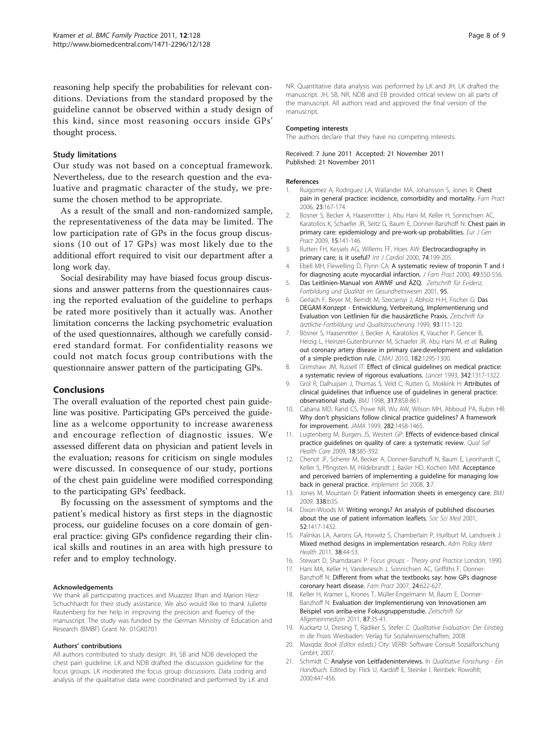reasoning help specify the probabilities for relevant conditions. Deviations from the standard proposed by the guideline cannot be observed within a study design of this kind, since most reasoning occurs inside GPs' thought process.

### Study limitations

Our study was not based on a conceptual framework. Nevertheless, due to the research question and the evaluative and pragmatic character of the study, we presume the chosen method to be appropriate.

As a result of the small and non-randomized sample, the representativeness of the data may be limited. The low participation rate of GPs in the focus group discussions (10 out of 17 GPs) was most likely due to the additional effort required to visit our department after a long work day.

Social desirability may have biased focus group discussions and answer patterns from the questionnaires causing the reported evaluation of the guideline to perhaps be rated more positively than it actually was. Another limitation concerns the lacking psychometric evaluation of the used questionnaires, although we carefully considered standard format. For confidentiality reasons we could not match focus group contributions with the questionnaire answer pattern of the participating GPs.

## Conclusions

The overall evaluation of the reported chest pain guideline was positive. Participating GPs perceived the guideline as a welcome opportunity to increase awareness and encourage reflection of diagnostic issues. We assessed different data on physician and patient levels in the evaluation; reasons for criticism on single modules were discussed. In consequence of our study, portions of the chest pain guideline were modified corresponding to the participating GPs' feedback.

By focussing on the assessment of symptoms and the patient's medical history as first steps in the diagnostic process, our guideline focuses on a core domain of general practice: giving GPs confidence regarding their clinical skills and routines in an area with high pressure to refer and to employ technology.

#### Acknowledgements

We thank all participating practices and Muazzez Ilhan and Marion Herz-Schuchhardt for their study assistance. We also would like to thank Juliette Rautenberg for her help in improving the precision and fluency of the manuscript. The study was funded by the German Ministry of Education and Research (BMBF) Grant Nr. 01GK0701

#### Authors' contributions

All authors contributed to study design. JH, SB and NDB developed the chest pain guideline. LK and NDB drafted the discussion guideline for the focus groups. LK moderated the focus group discussions. Data coding and analysis of the qualitative data were coordinated and performed by LK and NR. Quantitative data analysis was performed by LK and JH. LK drafted the manuscript. JH, SB, NR, NDB and EB provided critical review on all parts of the manuscript. All authors read and approved the final version of the manuscript.

#### Competing interests

The authors declare that they have no competing interests.

Received: 7 June 2011 Accepted: 21 November 2011
Published: 21 November 2011

#### References

1. Ruigomez A, Rodriguez LA, Wallander MA, Johansson S, Jones R: **Chest pain in general practice: incidence, comorbidity and mortality.** *Fam Pract* 2006, **23**:167-174.
2. Bosner S, Becker A, Haasenritter J, Abu Hani M, Keller H, Sonnichsen AC, Karatolios K, Schaefer JR, Seitz G, Baum E, Donner-Banzhoff N: **Chest pain in primary care: epidemiology and pre-work-up probabilities.** *Eur J Gen Pract* 2009, **15**:141-146.
3. Rutten FH, Kessels AG, Willems FF, Hoes AW: **Electrocardiography in primary care; is it useful?** *Int J Cardiol* 2000, **74**:199-205.
4. Ebell MH, Flewelling D, Flynn CA: **A systematic review of troponin T and I for diagnosing acute myocardial infarction.** *J Fam Pract* 2000, **49**:550-556.
5. **Das Leitlinien-Manual von AWMF und ÄZQ.** *Zeitschrift für Evidenz, Fortbildung und Qualität im Gesundheitswesen* 2001, **95.**
6. Gerlach F, Beyer M, Berndt M, Szecsenyi J, Abholz H-H, Fischer G: **Das DEGAM-Konzept - Entwicklung, Verbreitung, Implementierung und Evaluation von Leitlinien für die hausärztliche Praxis.** *Zeitschrift für ärztliche Fortbildung und Qualitätssicherung* 1999, **93**:111-120.
7. Bösner S, Haasenritter J, Becker A, Karatolios K, Vaucher P, Gencer B, Herzig L, Heinzel-Gutenbrunner M, Schaefer JR, Abu Hani M, *et al*: **Ruling out coronary artery disease in primary care:development and validation of a simple prediction rule.** *CMAJ* 2010, **182**:1295-1300.
8. Grimshaw JM, Russell IT: **Effect of clinical guidelines on medical practice: a systematic review of rigorous evaluations.** *Lancet* 1993, **342**:1317-1322.
9. Grol R, Dalhuijsen J, Thomas S, Veld C, Rutten G, Mokkink H: **Attributes of clinical guidelines that influence use of guidelines in general practice: observational study.** *BMJ* 1998, **317**:858-861.
10. Cabana MD, Rand CS, Powe NR, Wu AW, Wilson MH, Abboud PA, Rubin HR: **Why don't physicians follow clinical practice guidelines? A framework for improvement.** *JAMA* 1999, **282**:1458-1465.
11. Lugtenberg M, Burgers JS, Westert GP: **Effects of evidence-based clinical practice guidelines on quality of care: a systematic review.** *Qual Saf Health Care* 2009, **18**:385-392.
12. Chenot JF, Scherer M, Becker A, Donner-Banzhoff N, Baum E, Leonhardt C, Keller S, Pfingsten M, Hildebrandt J, Basler HD, Kochen MM: **Acceptance and perceived barriers of implementing a guideline for managing low back in general practice.** *Implement Sci* 2008, **3**:7.
13. Jones M, Mountain D: **Patient information sheets in emergency care.** *BMJ* 2009, **338**:b35.
14. Dixon-Woods M: **Writing wrongs? An analysis of published discourses about the use of patient information leaflets.** *Soc Sci Med* 2001, **52**:1417-1432.
15. Palinkas LA, Aarons GA, Horwitz S, Chamberlain P, Hurlburt M, Landsverk J: **Mixed method designs in implementation research.** *Adm Policy Ment Health* 2011, **38**:44-53.
16. Stewart D, Shamdasani P: *Focus groups - Theory and Practice* London; 1990.
17. Hani MA, Keller H, Vandenesch J, Sonnichsen AC, Griffiths F, Donner-Banzhoff N: **Different from what the textbooks say: how GPs diagnose coronary heart disease.** *Fam Pract* 2007, **24**:622-627.
18. Keller H, Kramer L, Krones T, Müller-Engelmann M, Baum E, Donner-Banzhoff N: **Evaluation der Implementierung von Innovationen am Beispiel von arriba-eine Fokusgruppenstudie.** *Zeitschrift für Allgemeinmedizin* 2011, **87**:35-41.
19. Kuckartz U, Dresing T, Rädiker S, Stefer C: *Qualitative Evaluation: Der Einstieg in die Praxis* Wiesbaden: Verlag für Sozialwissenschaften; 2008.
20. Maxqda: *Book (Editor ed.eds.)* City: VERBI: Software Consult Sozialforschung GmbH; 2007.
21. Schmidt C: **Analyse von Leitfadeninterviews.** In *Qualitative Forschung - Ein Handbuch.* Edited by: Flick U, Kardoff E, Steinke I. Reinbek: Rowohlt; 2000:447-456.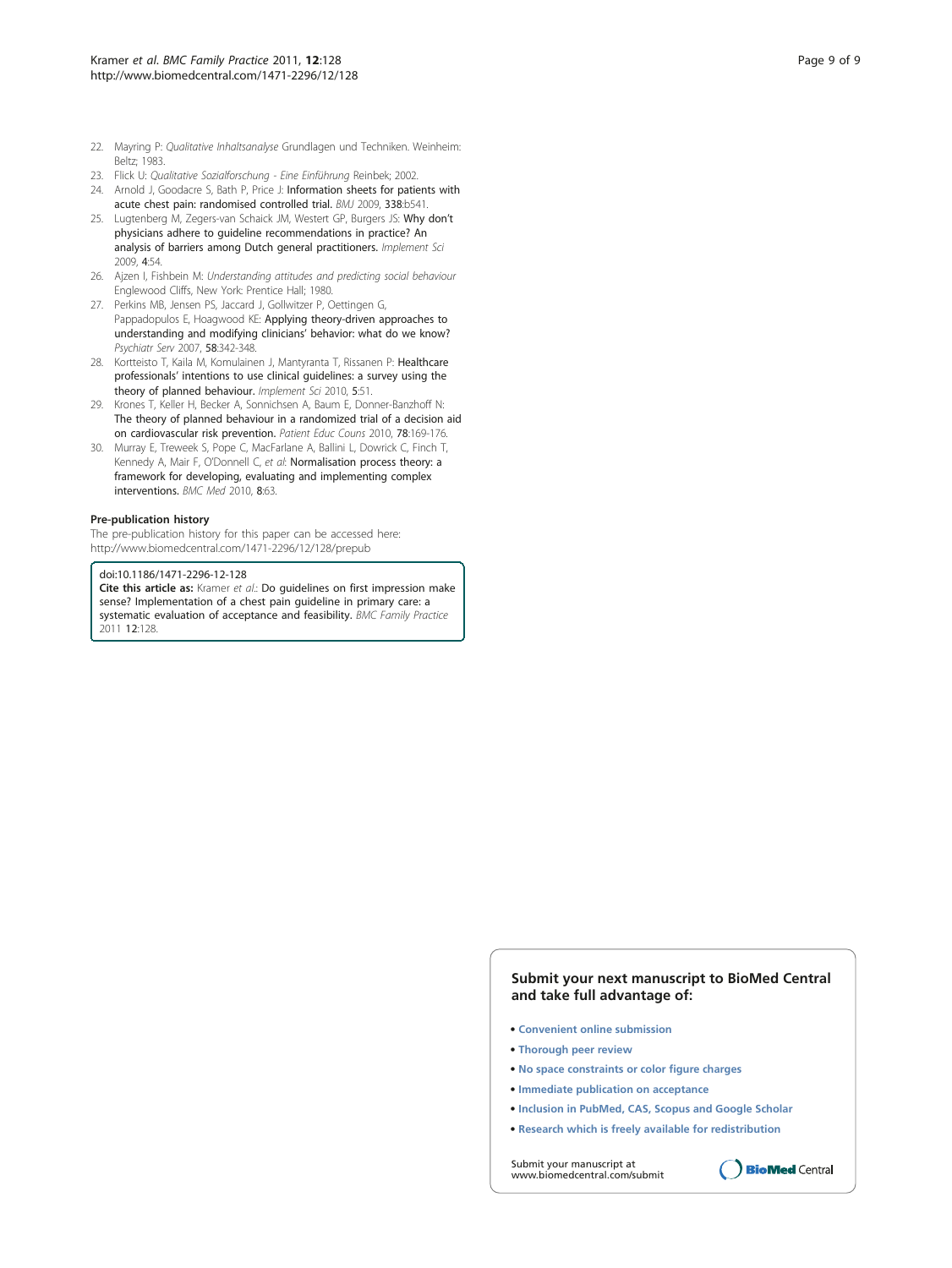22. Mayring P: *Qualitative Inhaltsanalyse* Grundlagen und Techniken. Weinheim: Beltz; 1983.
23. Flick U: *Qualitative Sozialforschung - Eine Einführung* Reinbek; 2002.
24. Arnold J, Goodacre S, Bath P, Price J: **Information sheets for patients with acute chest pain: randomised controlled trial.** *BMJ* 2009, **338**:b541.
25. Lugtenberg M, Zegers-van Schaick JM, Westert GP, Burgers JS: **Why don't physicians adhere to guideline recommendations in practice? An analysis of barriers among Dutch general practitioners.** *Implement Sci* 2009, **4**:54.
26. Ajzen I, Fishbein M: *Understanding attitudes and predicting social behaviour* Englewood Cliffs, New York: Prentice Hall; 1980.
27. Perkins MB, Jensen PS, Jaccard J, Gollwitzer P, Oettingen G, Pappadopulos E, Hoagwood KE: **Applying theory-driven approaches to understanding and modifying clinicians' behavior: what do we know?** *Psychiatr Serv* 2007, **58**:342-348.
28. Kortteisto T, Kaila M, Komulainen J, Mantyranta T, Rissanen P: **Healthcare professionals' intentions to use clinical guidelines: a survey using the theory of planned behaviour.** *Implement Sci* 2010, **5**:51.
29. Krones T, Keller H, Becker A, Sonnichsen A, Baum E, Donner-Banzhoff N: **The theory of planned behaviour in a randomized trial of a decision aid on cardiovascular risk prevention.** *Patient Educ Couns* 2010, **78**:169-176.
30. Murray E, Treweek S, Pope C, MacFarlane A, Ballini L, Dowrick C, Finch T, Kennedy A, Mair F, O'Donnell C, *et al*: **Normalisation process theory: a framework for developing, evaluating and implementing complex interventions.** *BMC Med* 2010, **8**:63.

**Pre-publication history**

The pre-publication history for this paper can be accessed here: http://www.biomedcentral.com/1471-2296/12/128/prepub

doi:10.1186/1471-2296-12-128

**Cite this article as:** Kramer *et al.*: Do guidelines on first impression make sense? Implementation of a chest pain guideline in primary care: a systematic evaluation of acceptance and feasibility. *BMC Family Practice* 2011 **12**:128.

**Submit your next manuscript to BioMed Central and take full advantage of:**

- Convenient online submission
- Thorough peer review
- No space constraints or color figure charges
- Immediate publication on acceptance
- Inclusion in PubMed, CAS, Scopus and Google Scholar
- Research which is freely available for redistribution

Submit your manuscript at www.biomedcentral.com/submit

BioMed Central